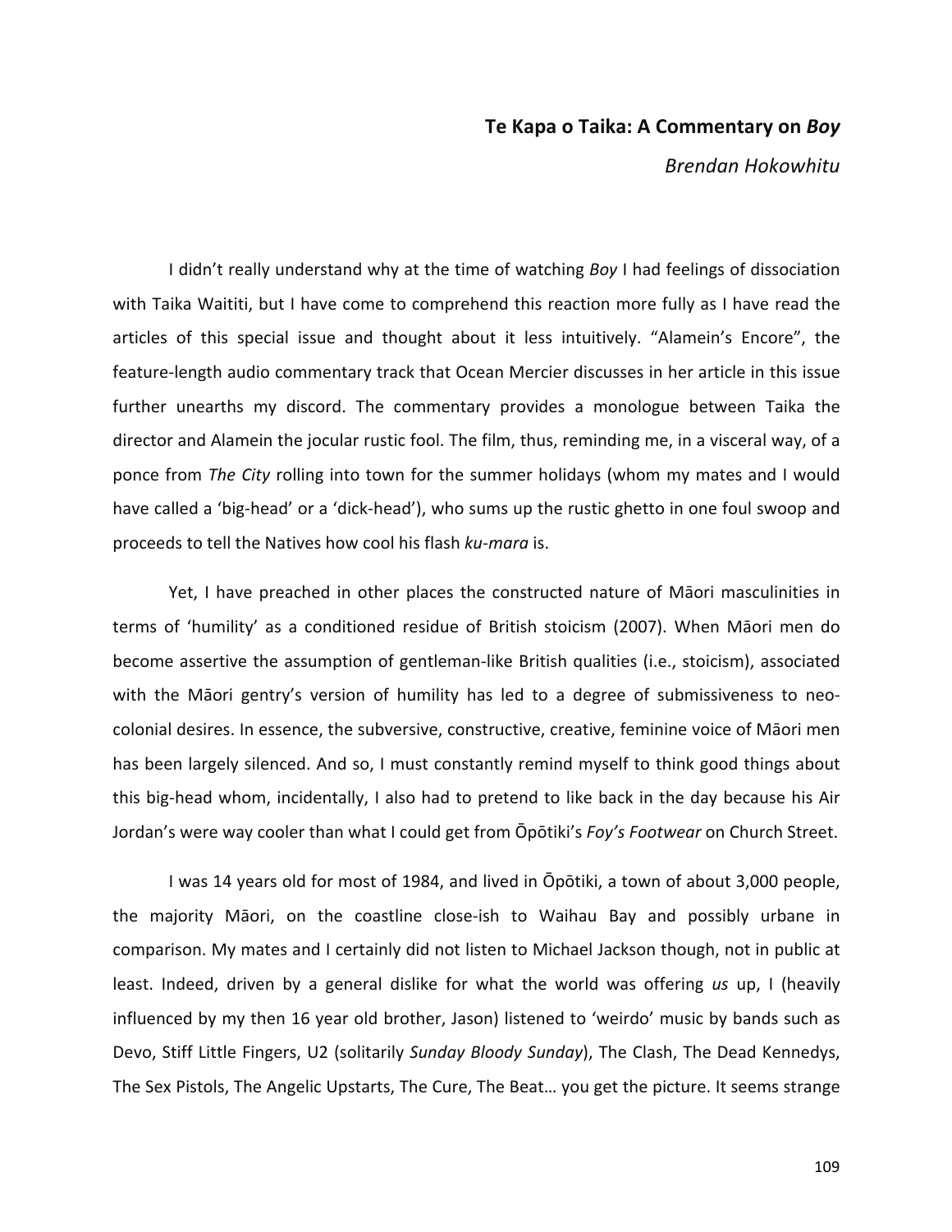# Te Kapa o Taika: A Commentary on *Boy*

*Brendan Hokowhitu*

I didn't really understand why at the time of watching *Boy* I had feelings of dissociation with Taika Waititi, but I have come to comprehend this reaction more fully as I have read the articles of this special issue and thought about it less intuitively. "Alamein's Encore", the feature-length audio commentary track that Ocean Mercier discusses in her article in this issue further unearths my discord. The commentary provides a monologue between Taika the director and Alamein the jocular rustic fool. The film, thus, reminding me, in a visceral way, of a ponce from *The City* rolling into town for the summer holidays (whom my mates and I would have called a 'big-head' or a 'dick-head'), who sums up the rustic ghetto in one foul swoop and proceeds to tell the Natives how cool his flash *ku-mara* is.

Yet, I have preached in other places the constructed nature of Māori masculinities in terms of 'humility' as a conditioned residue of British stoicism (2007). When Māori men do become assertive the assumption of gentleman-like British qualities (i.e., stoicism), associated with the Māori gentry's version of humility has led to a degree of submissiveness to neo-colonial desires. In essence, the subversive, constructive, creative, feminine voice of Māori men has been largely silenced. And so, I must constantly remind myself to think good things about this big-head whom, incidentally, I also had to pretend to like back in the day because his Air Jordan's were way cooler than what I could get from Ōpōtiki's *Foy's Footwear* on Church Street.

I was 14 years old for most of 1984, and lived in Ōpōtiki, a town of about 3,000 people, the majority Māori, on the coastline close-ish to Waihau Bay and possibly urbane in comparison. My mates and I certainly did not listen to Michael Jackson though, not in public at least. Indeed, driven by a general dislike for what the world was offering *us* up, I (heavily influenced by my then 16 year old brother, Jason) listened to 'weirdo' music by bands such as Devo, Stiff Little Fingers, U2 (solitarily *Sunday Bloody Sunday*), The Clash, The Dead Kennedys, The Sex Pistols, The Angelic Upstarts, The Cure, The Beat… you get the picture. It seems strange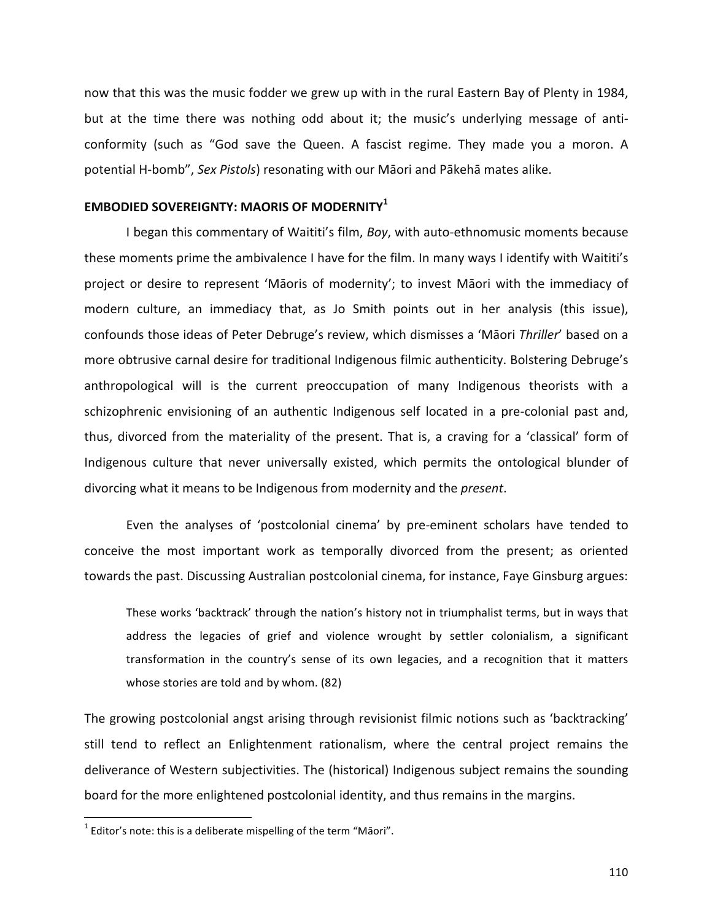now that this was the music fodder we grew up with in the rural Eastern Bay of Plenty in 1984, but at the time there was nothing odd about it; the music's underlying message of anti-conformity (such as "God save the Queen. A fascist regime. They made you a moron. A potential H-bomb", *Sex Pistols*) resonating with our Māori and Pākehā mates alike.

## EMBODIED SOVEREIGNTY: MAORIS OF MODERNITY[1]

I began this commentary of Waititi's film, *Boy*, with auto-ethnomusic moments because these moments prime the ambivalence I have for the film. In many ways I identify with Waititi's project or desire to represent 'Māoris of modernity'; to invest Māori with the immediacy of modern culture, an immediacy that, as Jo Smith points out in her analysis (this issue), confounds those ideas of Peter Debruge's review, which dismisses a 'Māori *Thriller*' based on a more obtrusive carnal desire for traditional Indigenous filmic authenticity. Bolstering Debruge's anthropological will is the current preoccupation of many Indigenous theorists with a schizophrenic envisioning of an authentic Indigenous self located in a pre-colonial past and, thus, divorced from the materiality of the present. That is, a craving for a 'classical' form of Indigenous culture that never universally existed, which permits the ontological blunder of divorcing what it means to be Indigenous from modernity and the *present*.

Even the analyses of 'postcolonial cinema' by pre-eminent scholars have tended to conceive the most important work as temporally divorced from the present; as oriented towards the past. Discussing Australian postcolonial cinema, for instance, Faye Ginsburg argues:

> These works 'backtrack' through the nation's history not in triumphalist terms, but in ways that address the legacies of grief and violence wrought by settler colonialism, a significant transformation in the country's sense of its own legacies, and a recognition that it matters whose stories are told and by whom. (82)

The growing postcolonial angst arising through revisionist filmic notions such as 'backtracking' still tend to reflect an Enlightenment rationalism, where the central project remains the deliverance of Western subjectivities. The (historical) Indigenous subject remains the sounding board for the more enlightened postcolonial identity, and thus remains in the margins.

---

[1] Editor's note: this is a deliberate mispelling of the term "Māori".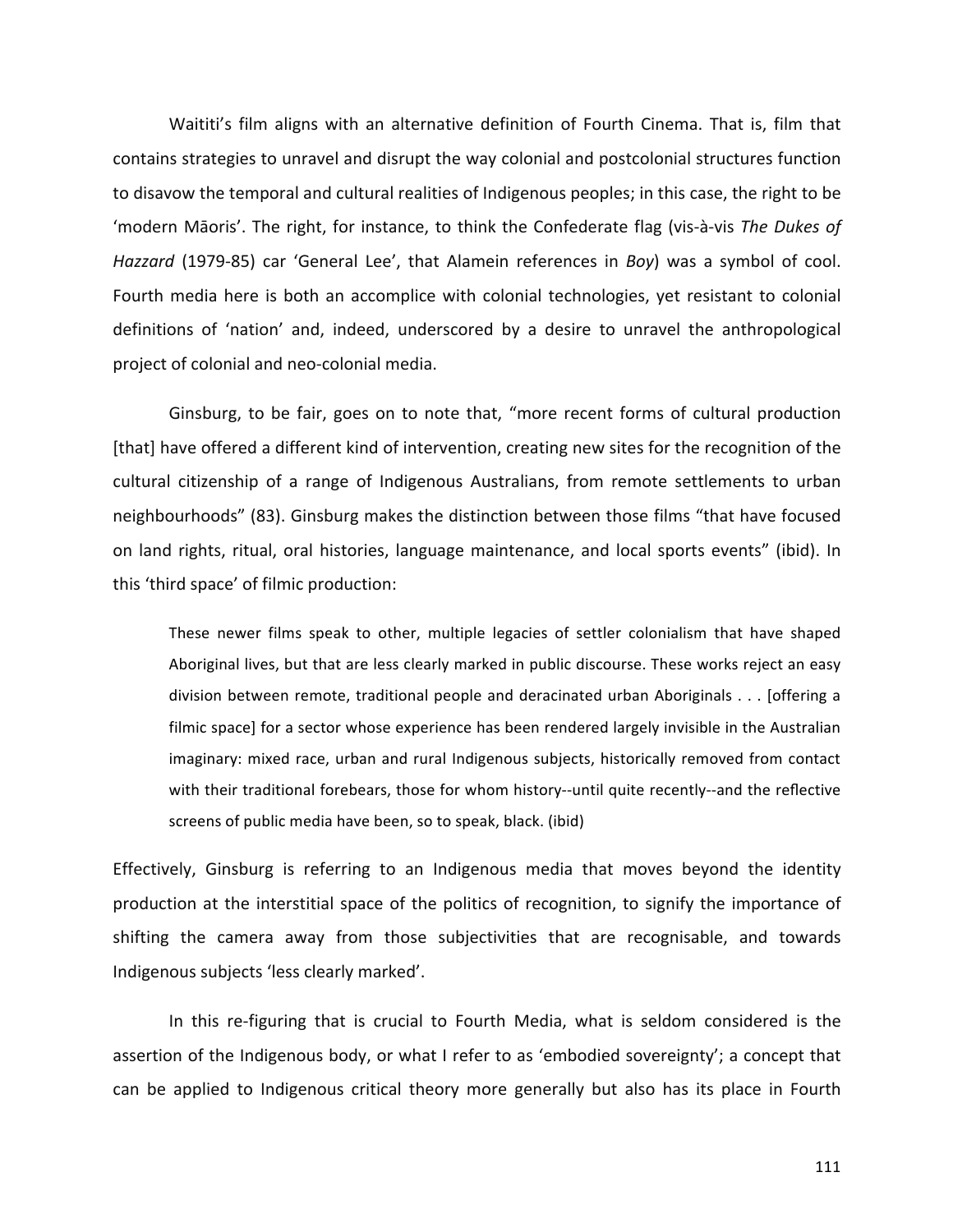Waititi's film aligns with an alternative definition of Fourth Cinema. That is, film that contains strategies to unravel and disrupt the way colonial and postcolonial structures function to disavow the temporal and cultural realities of Indigenous peoples; in this case, the right to be 'modern Māoris'. The right, for instance, to think the Confederate flag (vis-à-vis *The Dukes of Hazzard* (1979-85) car 'General Lee', that Alamein references in *Boy*) was a symbol of cool. Fourth media here is both an accomplice with colonial technologies, yet resistant to colonial definitions of 'nation' and, indeed, underscored by a desire to unravel the anthropological project of colonial and neo-colonial media.

Ginsburg, to be fair, goes on to note that, "more recent forms of cultural production [that] have offered a different kind of intervention, creating new sites for the recognition of the cultural citizenship of a range of Indigenous Australians, from remote settlements to urban neighbourhoods" (83). Ginsburg makes the distinction between those films "that have focused on land rights, ritual, oral histories, language maintenance, and local sports events" (ibid). In this 'third space' of filmic production:

> These newer films speak to other, multiple legacies of settler colonialism that have shaped Aboriginal lives, but that are less clearly marked in public discourse. These works reject an easy division between remote, traditional people and deracinated urban Aboriginals . . . [offering a filmic space] for a sector whose experience has been rendered largely invisible in the Australian imaginary: mixed race, urban and rural Indigenous subjects, historically removed from contact with their traditional forebears, those for whom history--until quite recently--and the reflective screens of public media have been, so to speak, black. (ibid)

Effectively, Ginsburg is referring to an Indigenous media that moves beyond the identity production at the interstitial space of the politics of recognition, to signify the importance of shifting the camera away from those subjectivities that are recognisable, and towards Indigenous subjects 'less clearly marked'.

In this re-figuring that is crucial to Fourth Media, what is seldom considered is the assertion of the Indigenous body, or what I refer to as 'embodied sovereignty'; a concept that can be applied to Indigenous critical theory more generally but also has its place in Fourth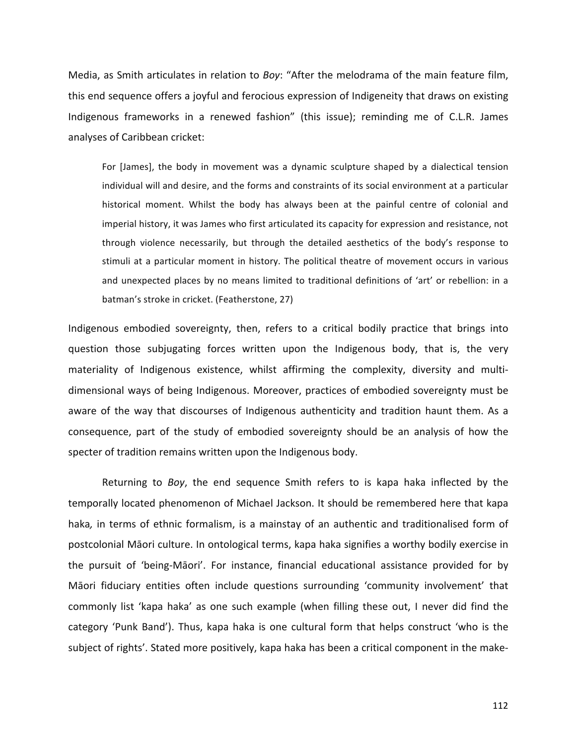Media, as Smith articulates in relation to *Boy*: "After the melodrama of the main feature film, this end sequence offers a joyful and ferocious expression of Indigeneity that draws on existing Indigenous frameworks in a renewed fashion" (this issue); reminding me of C.L.R. James analyses of Caribbean cricket:

> For [James], the body in movement was a dynamic sculpture shaped by a dialectical tension individual will and desire, and the forms and constraints of its social environment at a particular historical moment. Whilst the body has always been at the painful centre of colonial and imperial history, it was James who first articulated its capacity for expression and resistance, not through violence necessarily, but through the detailed aesthetics of the body's response to stimuli at a particular moment in history. The political theatre of movement occurs in various and unexpected places by no means limited to traditional definitions of 'art' or rebellion: in a batman's stroke in cricket. (Featherstone, 27)

Indigenous embodied sovereignty, then, refers to a critical bodily practice that brings into question those subjugating forces written upon the Indigenous body, that is, the very materiality of Indigenous existence, whilst affirming the complexity, diversity and multi-dimensional ways of being Indigenous. Moreover, practices of embodied sovereignty must be aware of the way that discourses of Indigenous authenticity and tradition haunt them. As a consequence, part of the study of embodied sovereignty should be an analysis of how the specter of tradition remains written upon the Indigenous body.

Returning to *Boy*, the end sequence Smith refers to is kapa haka inflected by the temporally located phenomenon of Michael Jackson. It should be remembered here that kapa haka*,* in terms of ethnic formalism, is a mainstay of an authentic and traditionalised form of postcolonial Māori culture. In ontological terms, kapa haka signifies a worthy bodily exercise in the pursuit of 'being-Māori'. For instance, financial educational assistance provided for by Māori fiduciary entities often include questions surrounding 'community involvement' that commonly list 'kapa haka' as one such example (when filling these out, I never did find the category 'Punk Band'). Thus, kapa haka is one cultural form that helps construct 'who is the subject of rights'. Stated more positively, kapa haka has been a critical component in the make-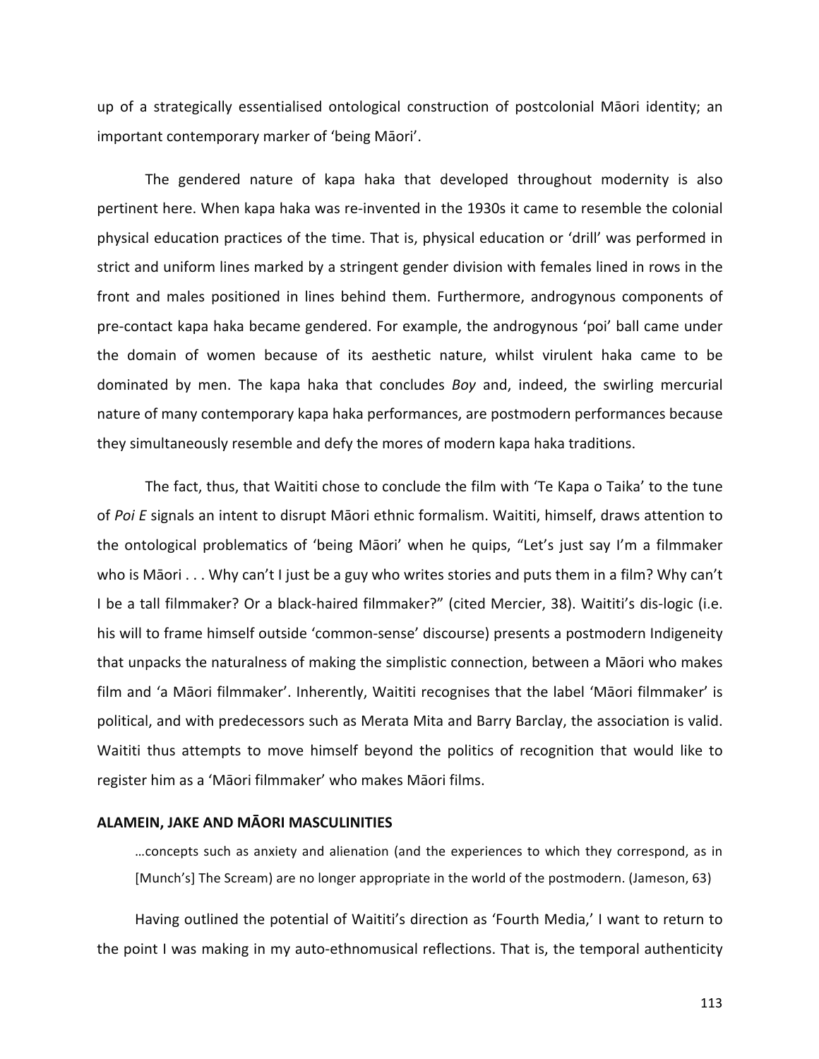up of a strategically essentialised ontological construction of postcolonial Māori identity; an important contemporary marker of 'being Māori'.

The gendered nature of kapa haka that developed throughout modernity is also pertinent here. When kapa haka was re-invented in the 1930s it came to resemble the colonial physical education practices of the time. That is, physical education or 'drill' was performed in strict and uniform lines marked by a stringent gender division with females lined in rows in the front and males positioned in lines behind them. Furthermore, androgynous components of pre-contact kapa haka became gendered. For example, the androgynous 'poi' ball came under the domain of women because of its aesthetic nature, whilst virulent haka came to be dominated by men. The kapa haka that concludes *Boy* and, indeed, the swirling mercurial nature of many contemporary kapa haka performances, are postmodern performances because they simultaneously resemble and defy the mores of modern kapa haka traditions.

The fact, thus, that Waititi chose to conclude the film with 'Te Kapa o Taika' to the tune of *Poi E* signals an intent to disrupt Māori ethnic formalism. Waititi, himself, draws attention to the ontological problematics of 'being Māori' when he quips, "Let's just say I'm a filmmaker who is Māori . . . Why can't I just be a guy who writes stories and puts them in a film? Why can't I be a tall filmmaker? Or a black-haired filmmaker?" (cited Mercier, 38). Waititi's dis-logic (i.e. his will to frame himself outside 'common-sense' discourse) presents a postmodern Indigeneity that unpacks the naturalness of making the simplistic connection, between a Māori who makes film and 'a Māori filmmaker'. Inherently, Waititi recognises that the label 'Māori filmmaker' is political, and with predecessors such as Merata Mita and Barry Barclay, the association is valid. Waititi thus attempts to move himself beyond the politics of recognition that would like to register him as a 'Māori filmmaker' who makes Māori films.

## ALAMEIN, JAKE AND MĀORI MASCULINITIES

> …concepts such as anxiety and alienation (and the experiences to which they correspond, as in [Munch's] The Scream) are no longer appropriate in the world of the postmodern. (Jameson, 63)

Having outlined the potential of Waititi's direction as 'Fourth Media,' I want to return to the point I was making in my auto-ethnomusical reflections. That is, the temporal authenticity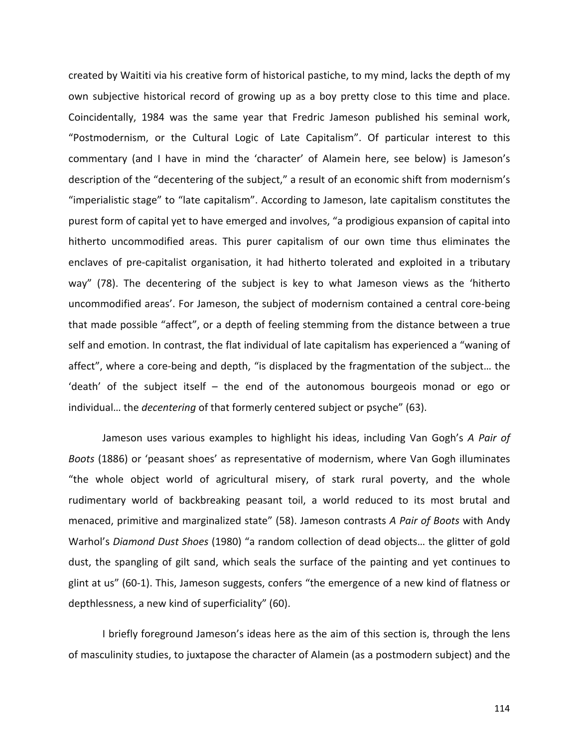created by Waititi via his creative form of historical pastiche, to my mind, lacks the depth of my own subjective historical record of growing up as a boy pretty close to this time and place. Coincidentally, 1984 was the same year that Fredric Jameson published his seminal work, “Postmodernism, or the Cultural Logic of Late Capitalism”. Of particular interest to this commentary (and I have in mind the ‘character’ of Alamein here, see below) is Jameson’s description of the “decentering of the subject,” a result of an economic shift from modernism’s “imperialistic stage” to “late capitalism”. According to Jameson, late capitalism constitutes the purest form of capital yet to have emerged and involves, “a prodigious expansion of capital into hitherto uncommodified areas. This purer capitalism of our own time thus eliminates the enclaves of pre-capitalist organisation, it had hitherto tolerated and exploited in a tributary way” (78). The decentering of the subject is key to what Jameson views as the ‘hitherto uncommodified areas’. For Jameson, the subject of modernism contained a central core-being that made possible “affect”, or a depth of feeling stemming from the distance between a true self and emotion. In contrast, the flat individual of late capitalism has experienced a “waning of affect”, where a core-being and depth, “is displaced by the fragmentation of the subject… the ‘death’ of the subject itself – the end of the autonomous bourgeois monad or ego or individual… the *decentering* of that formerly centered subject or psyche” (63).

Jameson uses various examples to highlight his ideas, including Van Gogh’s *A Pair of Boots* (1886) or ‘peasant shoes’ as representative of modernism, where Van Gogh illuminates “the whole object world of agricultural misery, of stark rural poverty, and the whole rudimentary world of backbreaking peasant toil, a world reduced to its most brutal and menaced, primitive and marginalized state” (58). Jameson contrasts *A Pair of Boots* with Andy Warhol’s *Diamond Dust Shoes* (1980) “a random collection of dead objects… the glitter of gold dust, the spangling of gilt sand, which seals the surface of the painting and yet continues to glint at us” (60-1). This, Jameson suggests, confers “the emergence of a new kind of flatness or depthlessness, a new kind of superficiality” (60).

I briefly foreground Jameson’s ideas here as the aim of this section is, through the lens of masculinity studies, to juxtapose the character of Alamein (as a postmodern subject) and the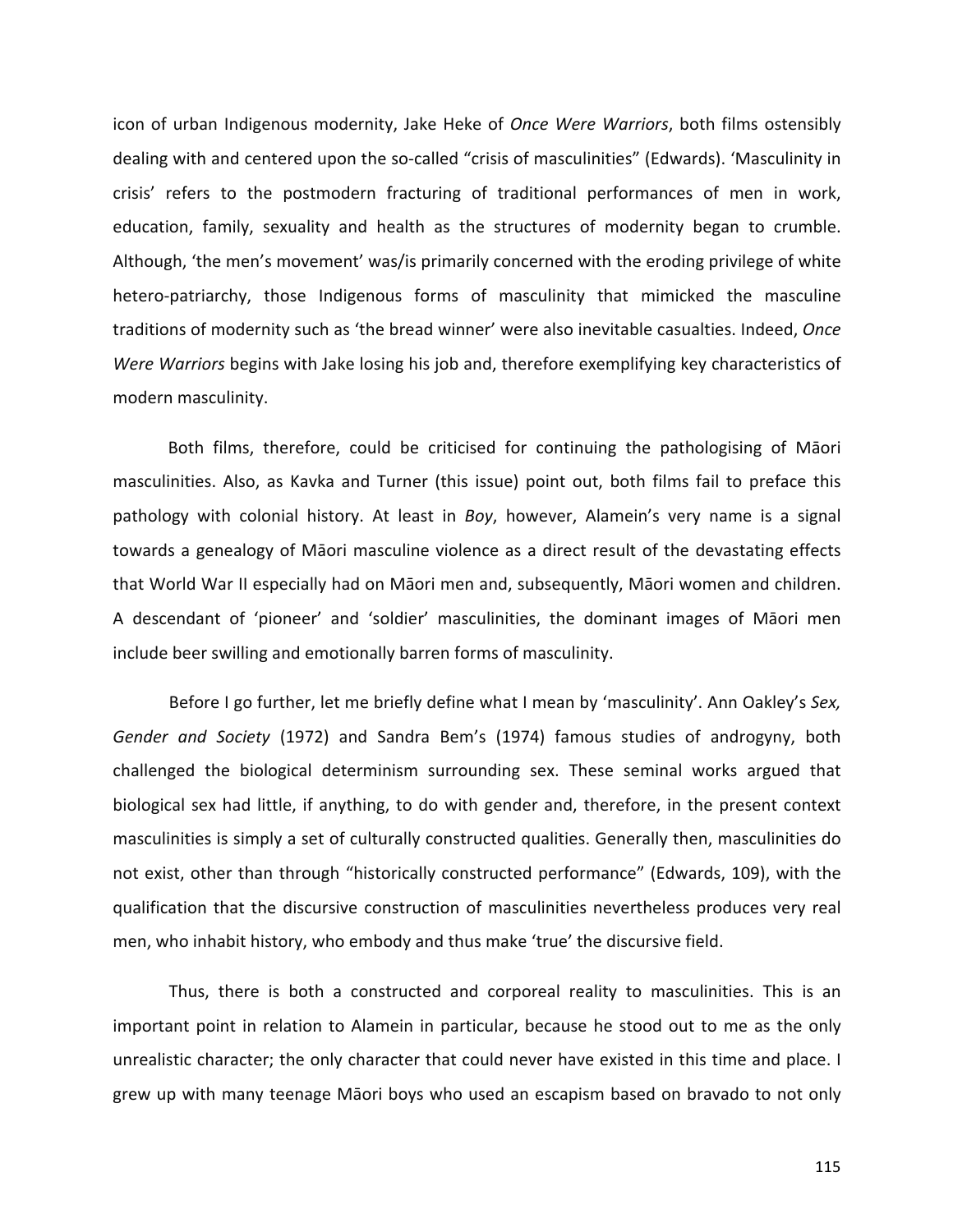icon of urban Indigenous modernity, Jake Heke of *Once Were Warriors*, both films ostensibly dealing with and centered upon the so-called "crisis of masculinities" (Edwards). 'Masculinity in crisis' refers to the postmodern fracturing of traditional performances of men in work, education, family, sexuality and health as the structures of modernity began to crumble. Although, 'the men's movement' was/is primarily concerned with the eroding privilege of white hetero-patriarchy, those Indigenous forms of masculinity that mimicked the masculine traditions of modernity such as 'the bread winner' were also inevitable casualties. Indeed, *Once Were Warriors* begins with Jake losing his job and, therefore exemplifying key characteristics of modern masculinity.

Both films, therefore, could be criticised for continuing the pathologising of Māori masculinities. Also, as Kavka and Turner (this issue) point out, both films fail to preface this pathology with colonial history. At least in *Boy*, however, Alamein's very name is a signal towards a genealogy of Māori masculine violence as a direct result of the devastating effects that World War II especially had on Māori men and, subsequently, Māori women and children. A descendant of 'pioneer' and 'soldier' masculinities, the dominant images of Māori men include beer swilling and emotionally barren forms of masculinity.

Before I go further, let me briefly define what I mean by 'masculinity'. Ann Oakley's *Sex, Gender and Society* (1972) and Sandra Bem's (1974) famous studies of androgyny, both challenged the biological determinism surrounding sex. These seminal works argued that biological sex had little, if anything, to do with gender and, therefore, in the present context masculinities is simply a set of culturally constructed qualities. Generally then, masculinities do not exist, other than through "historically constructed performance" (Edwards, 109), with the qualification that the discursive construction of masculinities nevertheless produces very real men, who inhabit history, who embody and thus make 'true' the discursive field.

Thus, there is both a constructed and corporeal reality to masculinities. This is an important point in relation to Alamein in particular, because he stood out to me as the only unrealistic character; the only character that could never have existed in this time and place. I grew up with many teenage Māori boys who used an escapism based on bravado to not only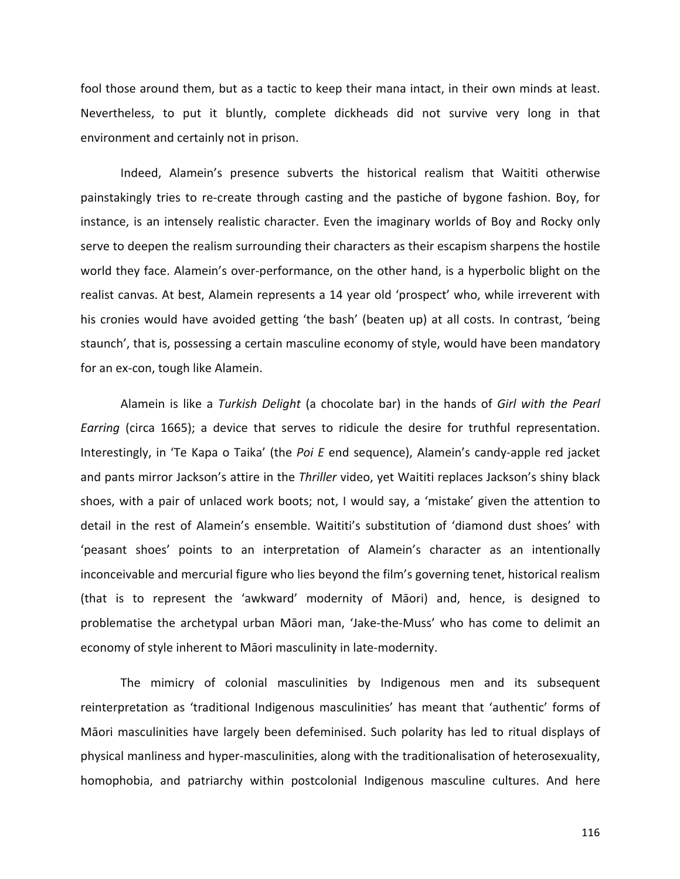fool those around them, but as a tactic to keep their mana intact, in their own minds at least. Nevertheless, to put it bluntly, complete dickheads did not survive very long in that environment and certainly not in prison.

Indeed, Alamein's presence subverts the historical realism that Waititi otherwise painstakingly tries to re-create through casting and the pastiche of bygone fashion. Boy, for instance, is an intensely realistic character. Even the imaginary worlds of Boy and Rocky only serve to deepen the realism surrounding their characters as their escapism sharpens the hostile world they face. Alamein's over-performance, on the other hand, is a hyperbolic blight on the realist canvas. At best, Alamein represents a 14 year old 'prospect' who, while irreverent with his cronies would have avoided getting 'the bash' (beaten up) at all costs. In contrast, 'being staunch', that is, possessing a certain masculine economy of style, would have been mandatory for an ex-con, tough like Alamein.

Alamein is like a *Turkish Delight* (a chocolate bar) in the hands of *Girl with the Pearl Earring* (circa 1665); a device that serves to ridicule the desire for truthful representation. Interestingly, in 'Te Kapa o Taika' (the *Poi E* end sequence), Alamein's candy-apple red jacket and pants mirror Jackson's attire in the *Thriller* video, yet Waititi replaces Jackson's shiny black shoes, with a pair of unlaced work boots; not, I would say, a 'mistake' given the attention to detail in the rest of Alamein's ensemble. Waititi's substitution of 'diamond dust shoes' with 'peasant shoes' points to an interpretation of Alamein's character as an intentionally inconceivable and mercurial figure who lies beyond the film's governing tenet, historical realism (that is to represent the 'awkward' modernity of Māori) and, hence, is designed to problematise the archetypal urban Māori man, 'Jake-the-Muss' who has come to delimit an economy of style inherent to Māori masculinity in late-modernity.

The mimicry of colonial masculinities by Indigenous men and its subsequent reinterpretation as 'traditional Indigenous masculinities' has meant that 'authentic' forms of Māori masculinities have largely been defeminised. Such polarity has led to ritual displays of physical manliness and hyper-masculinities, along with the traditionalisation of heterosexuality, homophobia, and patriarchy within postcolonial Indigenous masculine cultures. And here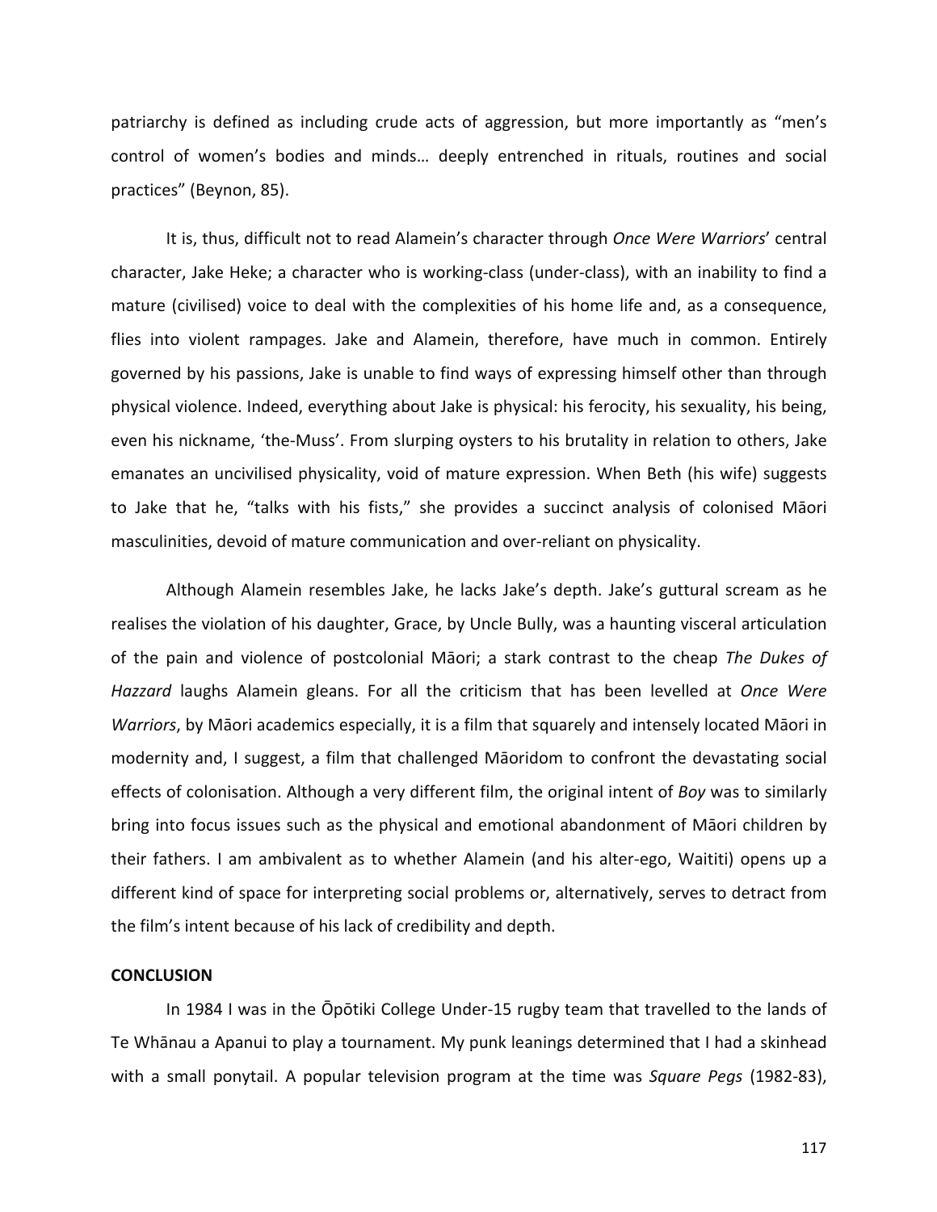patriarchy is defined as including crude acts of aggression, but more importantly as "men's control of women's bodies and minds… deeply entrenched in rituals, routines and social practices" (Beynon, 85).

It is, thus, difficult not to read Alamein's character through *Once Were Warriors*' central character, Jake Heke; a character who is working-class (under-class), with an inability to find a mature (civilised) voice to deal with the complexities of his home life and, as a consequence, flies into violent rampages. Jake and Alamein, therefore, have much in common. Entirely governed by his passions, Jake is unable to find ways of expressing himself other than through physical violence. Indeed, everything about Jake is physical: his ferocity, his sexuality, his being, even his nickname, 'the-Muss'. From slurping oysters to his brutality in relation to others, Jake emanates an uncivilised physicality, void of mature expression. When Beth (his wife) suggests to Jake that he, "talks with his fists," she provides a succinct analysis of colonised Māori masculinities, devoid of mature communication and over-reliant on physicality.

Although Alamein resembles Jake, he lacks Jake's depth. Jake's guttural scream as he realises the violation of his daughter, Grace, by Uncle Bully, was a haunting visceral articulation of the pain and violence of postcolonial Māori; a stark contrast to the cheap *The Dukes of Hazzard* laughs Alamein gleans. For all the criticism that has been levelled at *Once Were Warriors*, by Māori academics especially, it is a film that squarely and intensely located Māori in modernity and, I suggest, a film that challenged Māoridom to confront the devastating social effects of colonisation. Although a very different film, the original intent of *Boy* was to similarly bring into focus issues such as the physical and emotional abandonment of Māori children by their fathers. I am ambivalent as to whether Alamein (and his alter-ego, Waititi) opens up a different kind of space for interpreting social problems or, alternatively, serves to detract from the film's intent because of his lack of credibility and depth.

## CONCLUSION

In 1984 I was in the Ōpōtiki College Under-15 rugby team that travelled to the lands of Te Whānau a Apanui to play a tournament. My punk leanings determined that I had a skinhead with a small ponytail. A popular television program at the time was *Square Pegs* (1982-83),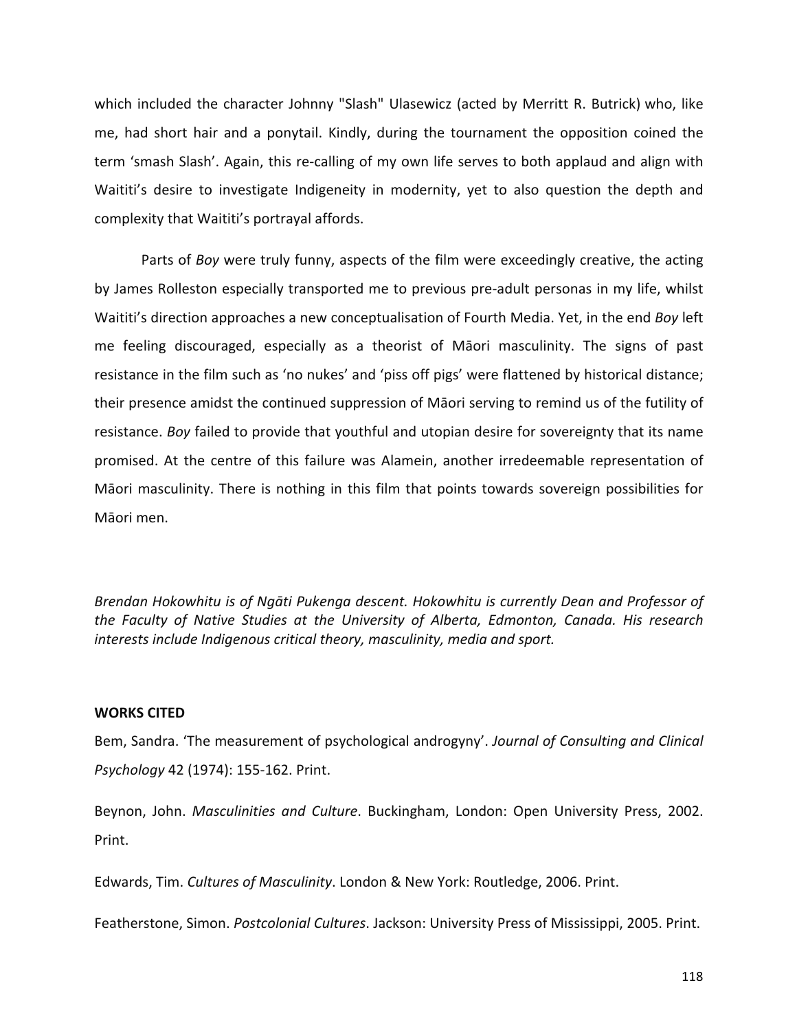which included the character Johnny "Slash" Ulasewicz (acted by Merritt R. Butrick) who, like me, had short hair and a ponytail. Kindly, during the tournament the opposition coined the term 'smash Slash'. Again, this re-calling of my own life serves to both applaud and align with Waititi's desire to investigate Indigeneity in modernity, yet to also question the depth and complexity that Waititi's portrayal affords.

Parts of *Boy* were truly funny, aspects of the film were exceedingly creative, the acting by James Rolleston especially transported me to previous pre-adult personas in my life, whilst Waititi's direction approaches a new conceptualisation of Fourth Media. Yet, in the end *Boy* left me feeling discouraged, especially as a theorist of Māori masculinity. The signs of past resistance in the film such as 'no nukes' and 'piss off pigs' were flattened by historical distance; their presence amidst the continued suppression of Māori serving to remind us of the futility of resistance. *Boy* failed to provide that youthful and utopian desire for sovereignty that its name promised. At the centre of this failure was Alamein, another irredeemable representation of Māori masculinity. There is nothing in this film that points towards sovereign possibilities for Māori men.

*Brendan Hokowhitu is of Ngāti Pukenga descent. Hokowhitu is currently Dean and Professor of the Faculty of Native Studies at the University of Alberta, Edmonton, Canada. His research interests include Indigenous critical theory, masculinity, media and sport.*

**WORKS CITED**

Bem, Sandra. 'The measurement of psychological androgyny'. *Journal of Consulting and Clinical Psychology* 42 (1974): 155-162. Print.

Beynon, John. *Masculinities and Culture*. Buckingham, London: Open University Press, 2002. Print.

Edwards, Tim. *Cultures of Masculinity*. London & New York: Routledge, 2006. Print.

Featherstone, Simon. *Postcolonial Cultures*. Jackson: University Press of Mississippi, 2005. Print.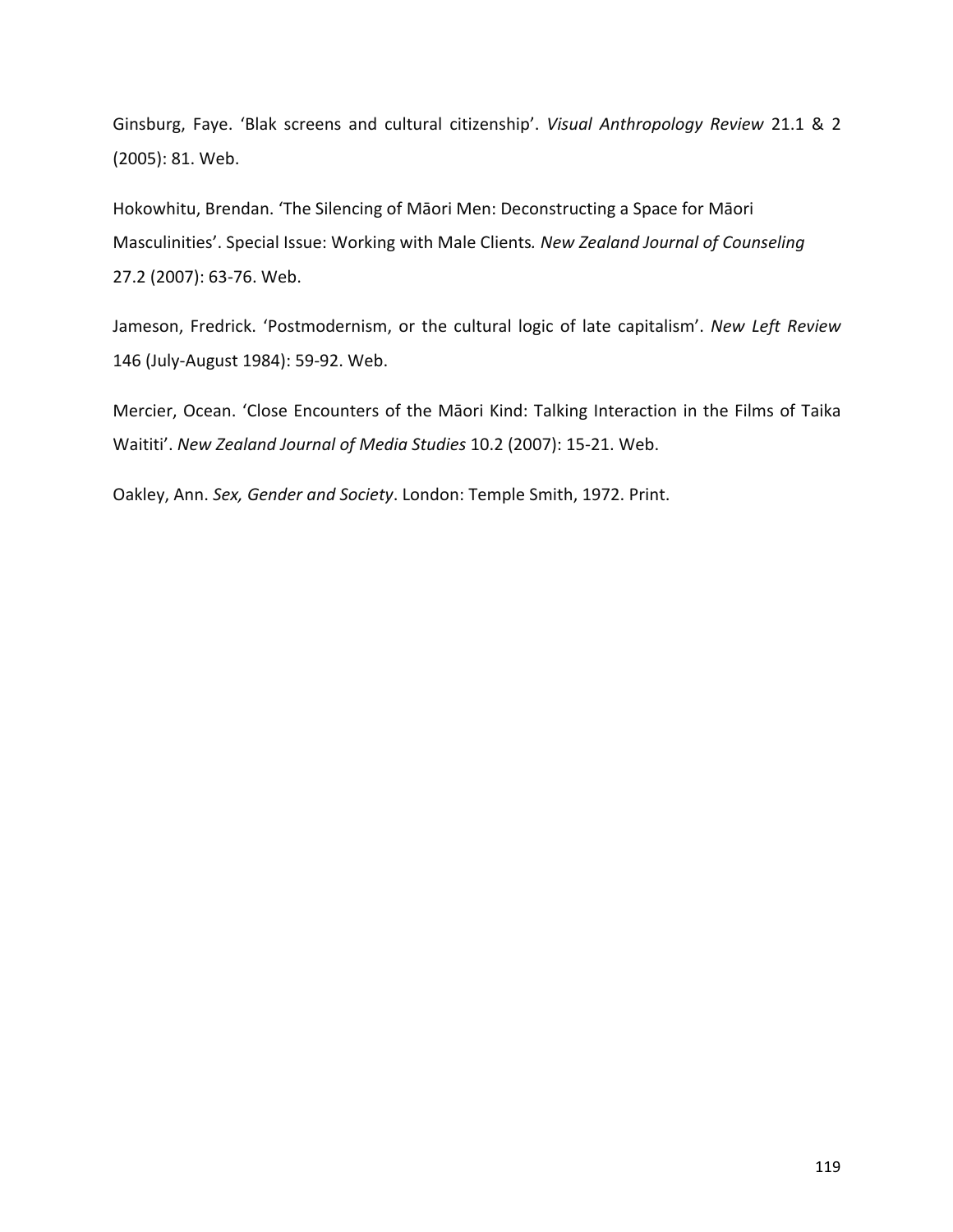Ginsburg, Faye. 'Blak screens and cultural citizenship'. *Visual Anthropology Review* 21.1 & 2 (2005): 81. Web.

Hokowhitu, Brendan. 'The Silencing of Māori Men: Deconstructing a Space for Māori Masculinities'. Special Issue: Working with Male Clients*. New Zealand Journal of Counseling* 27.2 (2007): 63-76. Web.

Jameson, Fredrick. 'Postmodernism, or the cultural logic of late capitalism'. *New Left Review* 146 (July-August 1984): 59-92. Web.

Mercier, Ocean. 'Close Encounters of the Māori Kind: Talking Interaction in the Films of Taika Waititi'. *New Zealand Journal of Media Studies* 10.2 (2007): 15-21. Web.

Oakley, Ann. *Sex, Gender and Society*. London: Temple Smith, 1972. Print.